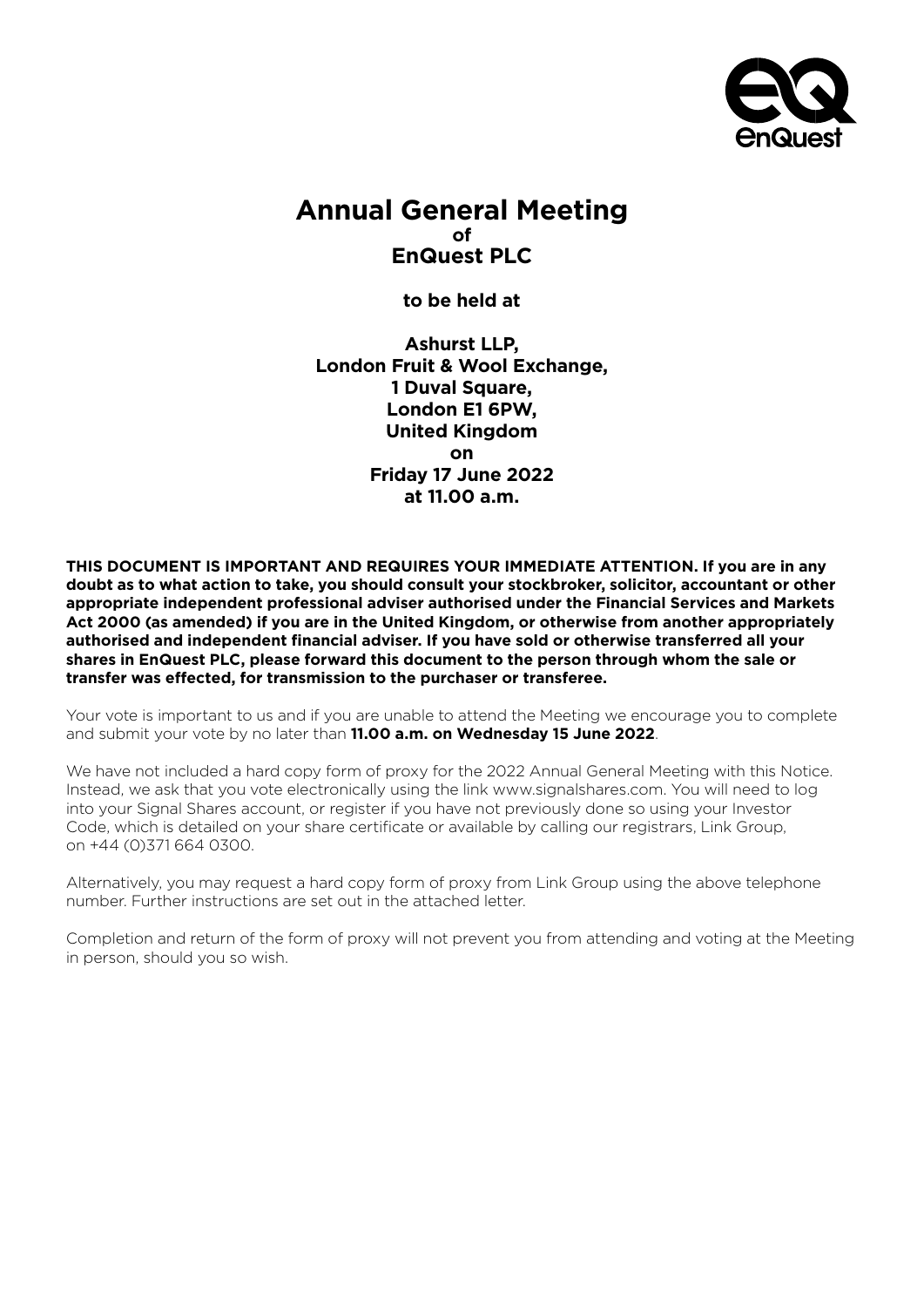# Annual General Meeting
**of**
**EnQuest PLC**

**to be held at**

**Ashurst LLP,**
**London Fruit & Wool Exchange,**
**1 Duval Square,**
**London E1 6PW,**
**United Kingdom**
**on**
**Friday 17 June 2022**
**at 11.00 a.m.**

**THIS DOCUMENT IS IMPORTANT AND REQUIRES YOUR IMMEDIATE ATTENTION. If you are in any doubt as to what action to take, you should consult your stockbroker, solicitor, accountant or other appropriate independent professional adviser authorised under the Financial Services and Markets Act 2000 (as amended) if you are in the United Kingdom, or otherwise from another appropriately authorised and independent financial adviser. If you have sold or otherwise transferred all your shares in EnQuest PLC, please forward this document to the person through whom the sale or transfer was effected, for transmission to the purchaser or transferee.**

Your vote is important to us and if you are unable to attend the Meeting we encourage you to complete and submit your vote by no later than **11.00 a.m. on Wednesday 15 June 2022**.

We have not included a hard copy form of proxy for the 2022 Annual General Meeting with this Notice. Instead, we ask that you vote electronically using the link www.signalshares.com. You will need to log into your Signal Shares account, or register if you have not previously done so using your Investor Code, which is detailed on your share certificate or available by calling our registrars, Link Group, on +44 (0)371 664 0300.

Alternatively, you may request a hard copy form of proxy from Link Group using the above telephone number. Further instructions are set out in the attached letter.

Completion and return of the form of proxy will not prevent you from attending and voting at the Meeting in person, should you so wish.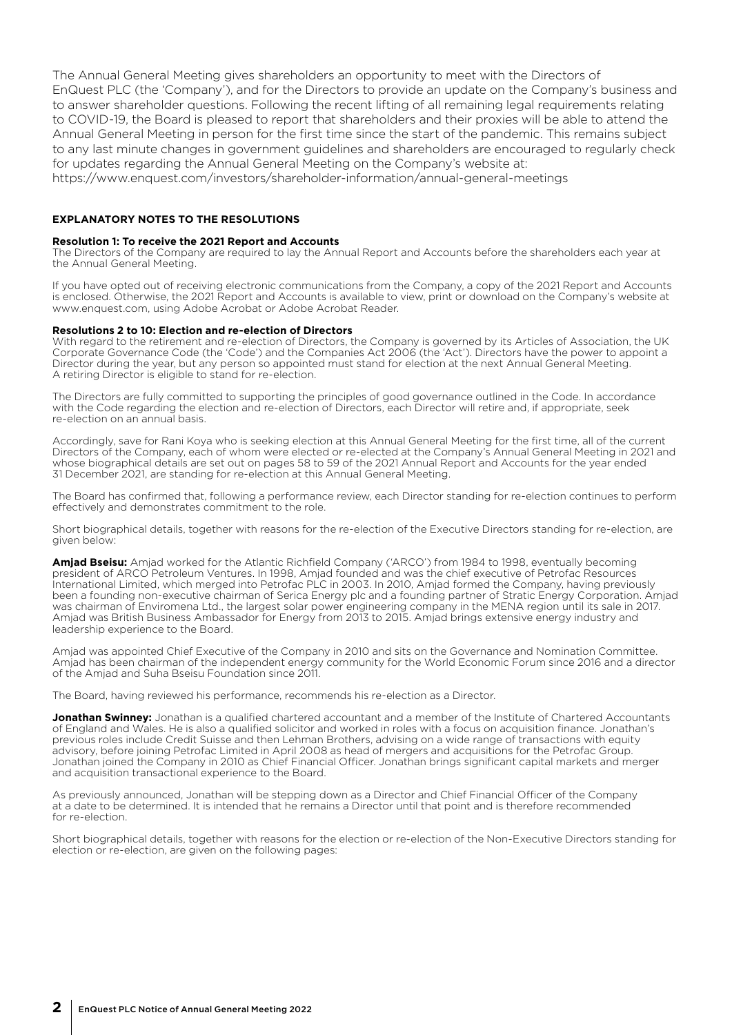The Annual General Meeting gives shareholders an opportunity to meet with the Directors of EnQuest PLC (the 'Company'), and for the Directors to provide an update on the Company's business and to answer shareholder questions. Following the recent lifting of all remaining legal requirements relating to COVID-19, the Board is pleased to report that shareholders and their proxies will be able to attend the Annual General Meeting in person for the first time since the start of the pandemic. This remains subject to any last minute changes in government guidelines and shareholders are encouraged to regularly check for updates regarding the Annual General Meeting on the Company's website at: https://www.enquest.com/investors/shareholder-information/annual-general-meetings

## EXPLANATORY NOTES TO THE RESOLUTIONS

### Resolution 1: To receive the 2021 Report and Accounts

The Directors of the Company are required to lay the Annual Report and Accounts before the shareholders each year at the Annual General Meeting.

If you have opted out of receiving electronic communications from the Company, a copy of the 2021 Report and Accounts is enclosed. Otherwise, the 2021 Report and Accounts is available to view, print or download on the Company's website at www.enquest.com, using Adobe Acrobat or Adobe Acrobat Reader.

### Resolutions 2 to 10: Election and re-election of Directors

With regard to the retirement and re-election of Directors, the Company is governed by its Articles of Association, the UK Corporate Governance Code (the 'Code') and the Companies Act 2006 (the 'Act'). Directors have the power to appoint a Director during the year, but any person so appointed must stand for election at the next Annual General Meeting. A retiring Director is eligible to stand for re-election.

The Directors are fully committed to supporting the principles of good governance outlined in the Code. In accordance with the Code regarding the election and re-election of Directors, each Director will retire and, if appropriate, seek re-election on an annual basis.

Accordingly, save for Rani Koya who is seeking election at this Annual General Meeting for the first time, all of the current Directors of the Company, each of whom were elected or re-elected at the Company's Annual General Meeting in 2021 and whose biographical details are set out on pages 58 to 59 of the 2021 Annual Report and Accounts for the year ended 31 December 2021, are standing for re-election at this Annual General Meeting.

The Board has confirmed that, following a performance review, each Director standing for re-election continues to perform effectively and demonstrates commitment to the role.

Short biographical details, together with reasons for the re-election of the Executive Directors standing for re-election, are given below:

**Amjad Bseisu:** Amjad worked for the Atlantic Richfield Company ('ARCO') from 1984 to 1998, eventually becoming president of ARCO Petroleum Ventures. In 1998, Amjad founded and was the chief executive of Petrofac Resources International Limited, which merged into Petrofac PLC in 2003. In 2010, Amjad formed the Company, having previously been a founding non-executive chairman of Serica Energy plc and a founding partner of Stratic Energy Corporation. Amjad was chairman of Enviromena Ltd., the largest solar power engineering company in the MENA region until its sale in 2017. Amjad was British Business Ambassador for Energy from 2013 to 2015. Amjad brings extensive energy industry and leadership experience to the Board.

Amjad was appointed Chief Executive of the Company in 2010 and sits on the Governance and Nomination Committee. Amjad has been chairman of the independent energy community for the World Economic Forum since 2016 and a director of the Amjad and Suha Bseisu Foundation since 2011.

The Board, having reviewed his performance, recommends his re-election as a Director.

**Jonathan Swinney:** Jonathan is a qualified chartered accountant and a member of the Institute of Chartered Accountants of England and Wales. He is also a qualified solicitor and worked in roles with a focus on acquisition finance. Jonathan's previous roles include Credit Suisse and then Lehman Brothers, advising on a wide range of transactions with equity advisory, before joining Petrofac Limited in April 2008 as head of mergers and acquisitions for the Petrofac Group. Jonathan joined the Company in 2010 as Chief Financial Officer. Jonathan brings significant capital markets and merger and acquisition transactional experience to the Board.

As previously announced, Jonathan will be stepping down as a Director and Chief Financial Officer of the Company at a date to be determined. It is intended that he remains a Director until that point and is therefore recommended for re-election.

Short biographical details, together with reasons for the election or re-election of the Non-Executive Directors standing for election or re-election, are given on the following pages: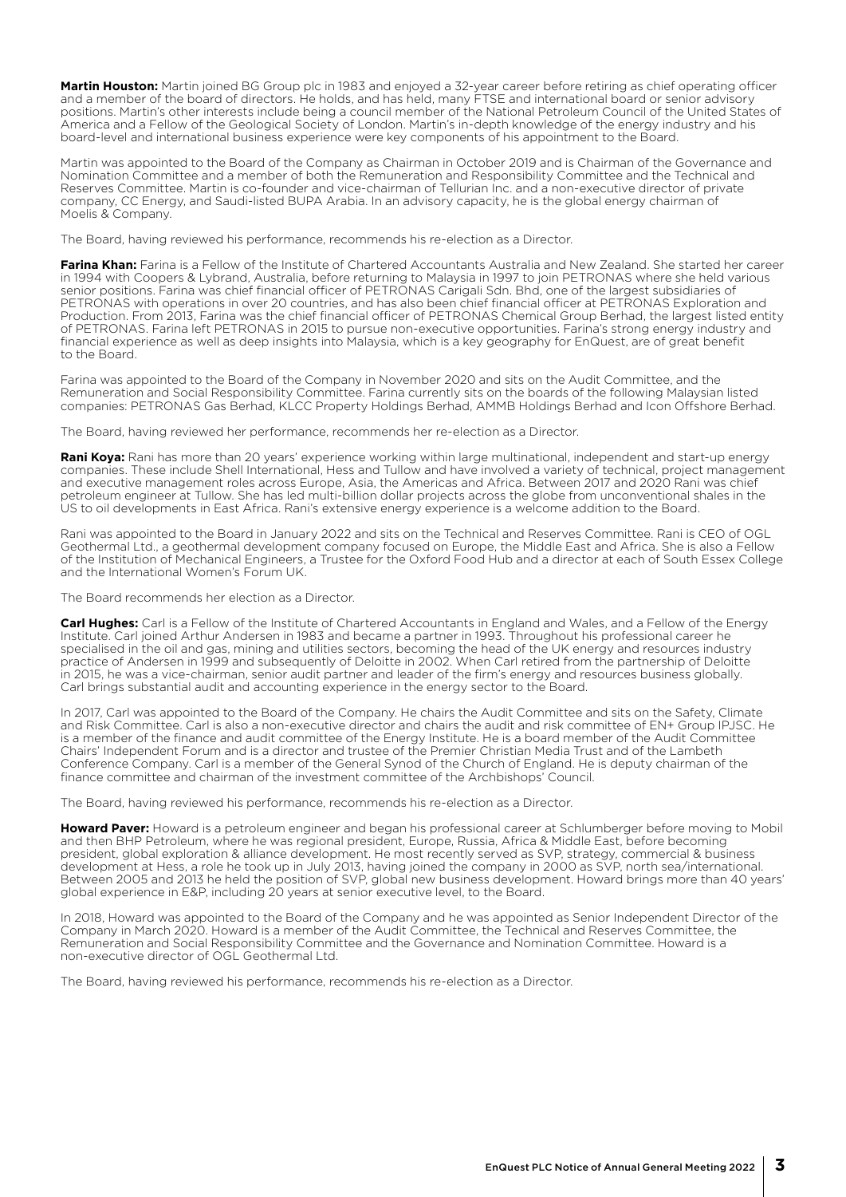**Martin Houston:** Martin joined BG Group plc in 1983 and enjoyed a 32-year career before retiring as chief operating officer and a member of the board of directors. He holds, and has held, many FTSE and international board or senior advisory positions. Martin's other interests include being a council member of the National Petroleum Council of the United States of America and a Fellow of the Geological Society of London. Martin's in-depth knowledge of the energy industry and his board-level and international business experience were key components of his appointment to the Board.

Martin was appointed to the Board of the Company as Chairman in October 2019 and is Chairman of the Governance and Nomination Committee and a member of both the Remuneration and Responsibility Committee and the Technical and Reserves Committee. Martin is co-founder and vice-chairman of Tellurian Inc. and a non-executive director of private company, CC Energy, and Saudi-listed BUPA Arabia. In an advisory capacity, he is the global energy chairman of Moelis & Company.

The Board, having reviewed his performance, recommends his re-election as a Director.

**Farina Khan:** Farina is a Fellow of the Institute of Chartered Accountants Australia and New Zealand. She started her career in 1994 with Coopers & Lybrand, Australia, before returning to Malaysia in 1997 to join PETRONAS where she held various senior positions. Farina was chief financial officer of PETRONAS Carigali Sdn. Bhd, one of the largest subsidiaries of PETRONAS with operations in over 20 countries, and has also been chief financial officer at PETRONAS Exploration and Production. From 2013, Farina was the chief financial officer of PETRONAS Chemical Group Berhad, the largest listed entity of PETRONAS. Farina left PETRONAS in 2015 to pursue non-executive opportunities. Farina's strong energy industry and financial experience as well as deep insights into Malaysia, which is a key geography for EnQuest, are of great benefit to the Board.

Farina was appointed to the Board of the Company in November 2020 and sits on the Audit Committee, and the Remuneration and Social Responsibility Committee. Farina currently sits on the boards of the following Malaysian listed companies: PETRONAS Gas Berhad, KLCC Property Holdings Berhad, AMMB Holdings Berhad and Icon Offshore Berhad.

The Board, having reviewed her performance, recommends her re-election as a Director.

**Rani Koya:** Rani has more than 20 years' experience working within large multinational, independent and start-up energy companies. These include Shell International, Hess and Tullow and have involved a variety of technical, project management and executive management roles across Europe, Asia, the Americas and Africa. Between 2017 and 2020 Rani was chief petroleum engineer at Tullow. She has led multi-billion dollar projects across the globe from unconventional shales in the US to oil developments in East Africa. Rani's extensive energy experience is a welcome addition to the Board.

Rani was appointed to the Board in January 2022 and sits on the Technical and Reserves Committee. Rani is CEO of OGL Geothermal Ltd., a geothermal development company focused on Europe, the Middle East and Africa. She is also a Fellow of the Institution of Mechanical Engineers, a Trustee for the Oxford Food Hub and a director at each of South Essex College and the International Women's Forum UK.

The Board recommends her election as a Director.

**Carl Hughes:** Carl is a Fellow of the Institute of Chartered Accountants in England and Wales, and a Fellow of the Energy Institute. Carl joined Arthur Andersen in 1983 and became a partner in 1993. Throughout his professional career he specialised in the oil and gas, mining and utilities sectors, becoming the head of the UK energy and resources industry practice of Andersen in 1999 and subsequently of Deloitte in 2002. When Carl retired from the partnership of Deloitte in 2015, he was a vice-chairman, senior audit partner and leader of the firm's energy and resources business globally. Carl brings substantial audit and accounting experience in the energy sector to the Board.

In 2017, Carl was appointed to the Board of the Company. He chairs the Audit Committee and sits on the Safety, Climate and Risk Committee. Carl is also a non-executive director and chairs the audit and risk committee of EN+ Group IPJSC. He is a member of the finance and audit committee of the Energy Institute. He is a board member of the Audit Committee Chairs' Independent Forum and is a director and trustee of the Premier Christian Media Trust and of the Lambeth Conference Company. Carl is a member of the General Synod of the Church of England. He is deputy chairman of the finance committee and chairman of the investment committee of the Archbishops' Council.

The Board, having reviewed his performance, recommends his re-election as a Director.

**Howard Paver:** Howard is a petroleum engineer and began his professional career at Schlumberger before moving to Mobil and then BHP Petroleum, where he was regional president, Europe, Russia, Africa & Middle East, before becoming president, global exploration & alliance development. He most recently served as SVP, strategy, commercial & business development at Hess, a role he took up in July 2013, having joined the company in 2000 as SVP, north sea/international. Between 2005 and 2013 he held the position of SVP, global new business development. Howard brings more than 40 years' global experience in E&P, including 20 years at senior executive level, to the Board.

In 2018, Howard was appointed to the Board of the Company and he was appointed as Senior Independent Director of the Company in March 2020. Howard is a member of the Audit Committee, the Technical and Reserves Committee, the Remuneration and Social Responsibility Committee and the Governance and Nomination Committee. Howard is a non-executive director of OGL Geothermal Ltd.

The Board, having reviewed his performance, recommends his re-election as a Director.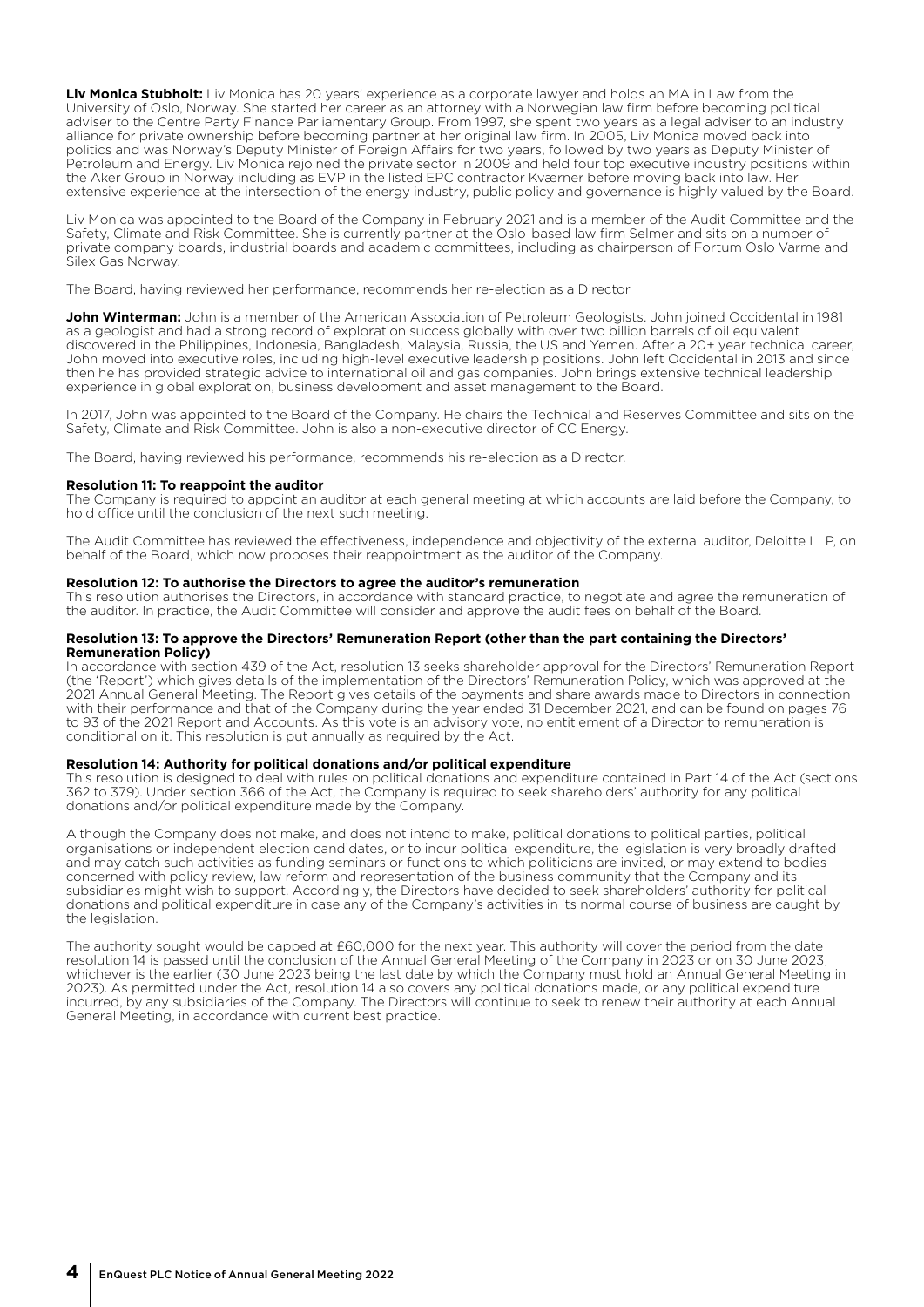**Liv Monica Stubholt:** Liv Monica has 20 years' experience as a corporate lawyer and holds an MA in Law from the University of Oslo, Norway. She started her career as an attorney with a Norwegian law firm before becoming political adviser to the Centre Party Finance Parliamentary Group. From 1997, she spent two years as a legal adviser to an industry alliance for private ownership before becoming partner at her original law firm. In 2005, Liv Monica moved back into politics and was Norway's Deputy Minister of Foreign Affairs for two years, followed by two years as Deputy Minister of Petroleum and Energy. Liv Monica rejoined the private sector in 2009 and held four top executive industry positions within the Aker Group in Norway including as EVP in the listed EPC contractor Kværner before moving back into law. Her extensive experience at the intersection of the energy industry, public policy and governance is highly valued by the Board.

Liv Monica was appointed to the Board of the Company in February 2021 and is a member of the Audit Committee and the Safety, Climate and Risk Committee. She is currently partner at the Oslo-based law firm Selmer and sits on a number of private company boards, industrial boards and academic committees, including as chairperson of Fortum Oslo Varme and Silex Gas Norway.

The Board, having reviewed her performance, recommends her re-election as a Director.

**John Winterman:** John is a member of the American Association of Petroleum Geologists. John joined Occidental in 1981 as a geologist and had a strong record of exploration success globally with over two billion barrels of oil equivalent discovered in the Philippines, Indonesia, Bangladesh, Malaysia, Russia, the US and Yemen. After a 20+ year technical career, John moved into executive roles, including high-level executive leadership positions. John left Occidental in 2013 and since then he has provided strategic advice to international oil and gas companies. John brings extensive technical leadership experience in global exploration, business development and asset management to the Board.

In 2017, John was appointed to the Board of the Company. He chairs the Technical and Reserves Committee and sits on the Safety, Climate and Risk Committee. John is also a non-executive director of CC Energy.

The Board, having reviewed his performance, recommends his re-election as a Director.

**Resolution 11: To reappoint the auditor**

The Company is required to appoint an auditor at each general meeting at which accounts are laid before the Company, to hold office until the conclusion of the next such meeting.

The Audit Committee has reviewed the effectiveness, independence and objectivity of the external auditor, Deloitte LLP, on behalf of the Board, which now proposes their reappointment as the auditor of the Company.

**Resolution 12: To authorise the Directors to agree the auditor's remuneration**

This resolution authorises the Directors, in accordance with standard practice, to negotiate and agree the remuneration of the auditor. In practice, the Audit Committee will consider and approve the audit fees on behalf of the Board.

**Resolution 13: To approve the Directors' Remuneration Report (other than the part containing the Directors' Remuneration Policy)**

In accordance with section 439 of the Act, resolution 13 seeks shareholder approval for the Directors' Remuneration Report (the 'Report') which gives details of the implementation of the Directors' Remuneration Policy, which was approved at the 2021 Annual General Meeting. The Report gives details of the payments and share awards made to Directors in connection with their performance and that of the Company during the year ended 31 December 2021, and can be found on pages 76 to 93 of the 2021 Report and Accounts. As this vote is an advisory vote, no entitlement of a Director to remuneration is conditional on it. This resolution is put annually as required by the Act.

**Resolution 14: Authority for political donations and/or political expenditure**

This resolution is designed to deal with rules on political donations and expenditure contained in Part 14 of the Act (sections 362 to 379). Under section 366 of the Act, the Company is required to seek shareholders' authority for any political donations and/or political expenditure made by the Company.

Although the Company does not make, and does not intend to make, political donations to political parties, political organisations or independent election candidates, or to incur political expenditure, the legislation is very broadly drafted and may catch such activities as funding seminars or functions to which politicians are invited, or may extend to bodies concerned with policy review, law reform and representation of the business community that the Company and its subsidiaries might wish to support. Accordingly, the Directors have decided to seek shareholders' authority for political donations and political expenditure in case any of the Company's activities in its normal course of business are caught by the legislation.

The authority sought would be capped at £60,000 for the next year. This authority will cover the period from the date resolution 14 is passed until the conclusion of the Annual General Meeting of the Company in 2023 or on 30 June 2023, whichever is the earlier (30 June 2023 being the last date by which the Company must hold an Annual General Meeting in 2023). As permitted under the Act, resolution 14 also covers any political donations made, or any political expenditure incurred, by any subsidiaries of the Company. The Directors will continue to seek to renew their authority at each Annual General Meeting, in accordance with current best practice.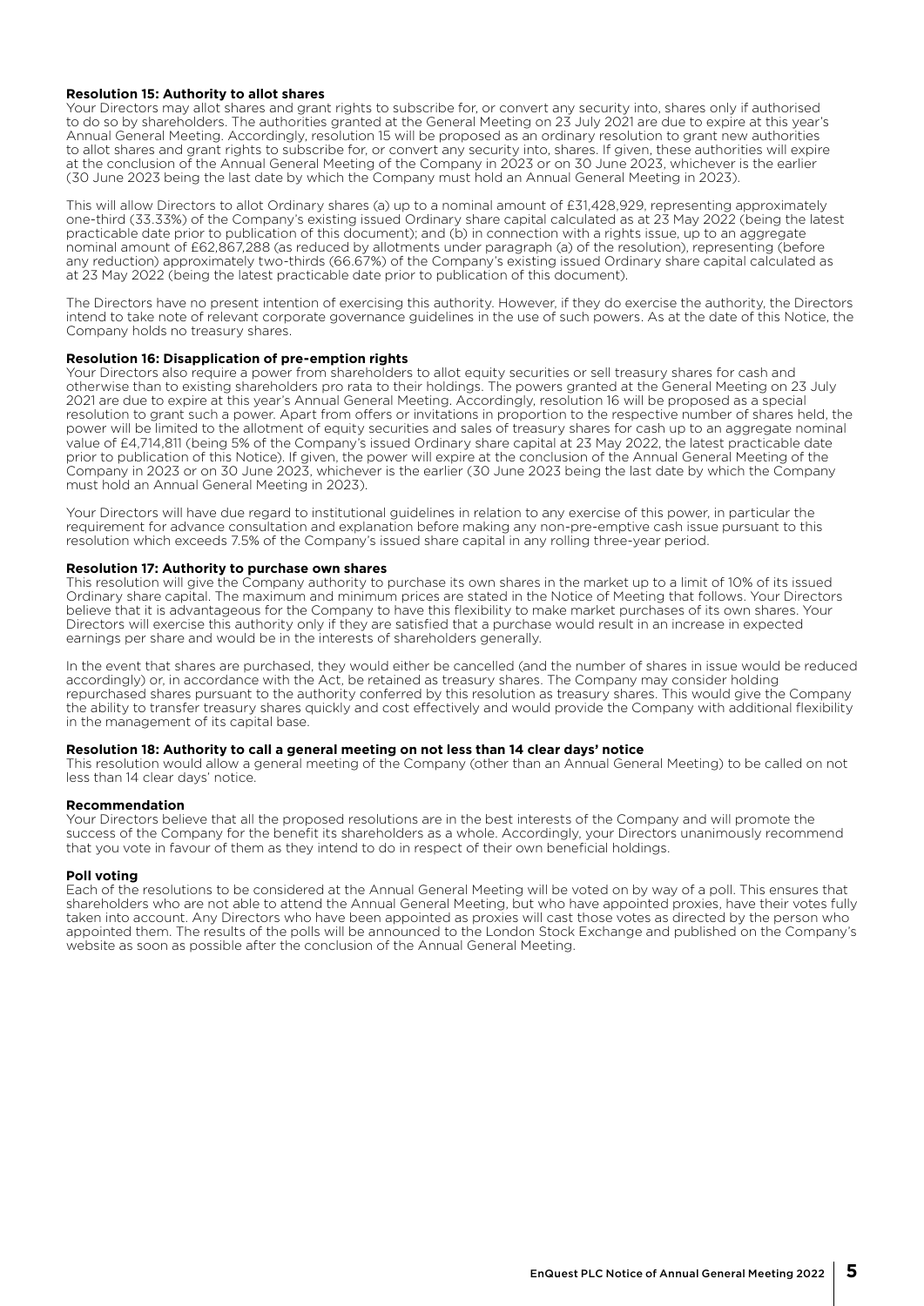**Resolution 15: Authority to allot shares**

Your Directors may allot shares and grant rights to subscribe for, or convert any security into, shares only if authorised to do so by shareholders. The authorities granted at the General Meeting on 23 July 2021 are due to expire at this year's Annual General Meeting. Accordingly, resolution 15 will be proposed as an ordinary resolution to grant new authorities to allot shares and grant rights to subscribe for, or convert any security into, shares. If given, these authorities will expire at the conclusion of the Annual General Meeting of the Company in 2023 or on 30 June 2023, whichever is the earlier (30 June 2023 being the last date by which the Company must hold an Annual General Meeting in 2023).

This will allow Directors to allot Ordinary shares (a) up to a nominal amount of £31,428,929, representing approximately one-third (33.33%) of the Company's existing issued Ordinary share capital calculated as at 23 May 2022 (being the latest practicable date prior to publication of this document); and (b) in connection with a rights issue, up to an aggregate nominal amount of £62,867,288 (as reduced by allotments under paragraph (a) of the resolution), representing (before any reduction) approximately two-thirds (66.67%) of the Company's existing issued Ordinary share capital calculated as at 23 May 2022 (being the latest practicable date prior to publication of this document).

The Directors have no present intention of exercising this authority. However, if they do exercise the authority, the Directors intend to take note of relevant corporate governance guidelines in the use of such powers. As at the date of this Notice, the Company holds no treasury shares.

**Resolution 16: Disapplication of pre-emption rights**

Your Directors also require a power from shareholders to allot equity securities or sell treasury shares for cash and otherwise than to existing shareholders pro rata to their holdings. The powers granted at the General Meeting on 23 July 2021 are due to expire at this year's Annual General Meeting. Accordingly, resolution 16 will be proposed as a special resolution to grant such a power. Apart from offers or invitations in proportion to the respective number of shares held, the power will be limited to the allotment of equity securities and sales of treasury shares for cash up to an aggregate nominal value of £4,714,811 (being 5% of the Company's issued Ordinary share capital at 23 May 2022, the latest practicable date prior to publication of this Notice). If given, the power will expire at the conclusion of the Annual General Meeting of the Company in 2023 or on 30 June 2023, whichever is the earlier (30 June 2023 being the last date by which the Company must hold an Annual General Meeting in 2023).

Your Directors will have due regard to institutional guidelines in relation to any exercise of this power, in particular the requirement for advance consultation and explanation before making any non-pre-emptive cash issue pursuant to this resolution which exceeds 7.5% of the Company's issued share capital in any rolling three-year period.

**Resolution 17: Authority to purchase own shares**

This resolution will give the Company authority to purchase its own shares in the market up to a limit of 10% of its issued Ordinary share capital. The maximum and minimum prices are stated in the Notice of Meeting that follows. Your Directors believe that it is advantageous for the Company to have this flexibility to make market purchases of its own shares. Your Directors will exercise this authority only if they are satisfied that a purchase would result in an increase in expected earnings per share and would be in the interests of shareholders generally.

In the event that shares are purchased, they would either be cancelled (and the number of shares in issue would be reduced accordingly) or, in accordance with the Act, be retained as treasury shares. The Company may consider holding repurchased shares pursuant to the authority conferred by this resolution as treasury shares. This would give the Company the ability to transfer treasury shares quickly and cost effectively and would provide the Company with additional flexibility in the management of its capital base.

**Resolution 18: Authority to call a general meeting on not less than 14 clear days' notice**

This resolution would allow a general meeting of the Company (other than an Annual General Meeting) to be called on not less than 14 clear days' notice.

**Recommendation**

Your Directors believe that all the proposed resolutions are in the best interests of the Company and will promote the success of the Company for the benefit its shareholders as a whole. Accordingly, your Directors unanimously recommend that you vote in favour of them as they intend to do in respect of their own beneficial holdings.

**Poll voting**

Each of the resolutions to be considered at the Annual General Meeting will be voted on by way of a poll. This ensures that shareholders who are not able to attend the Annual General Meeting, but who have appointed proxies, have their votes fully taken into account. Any Directors who have been appointed as proxies will cast those votes as directed by the person who appointed them. The results of the polls will be announced to the London Stock Exchange and published on the Company's website as soon as possible after the conclusion of the Annual General Meeting.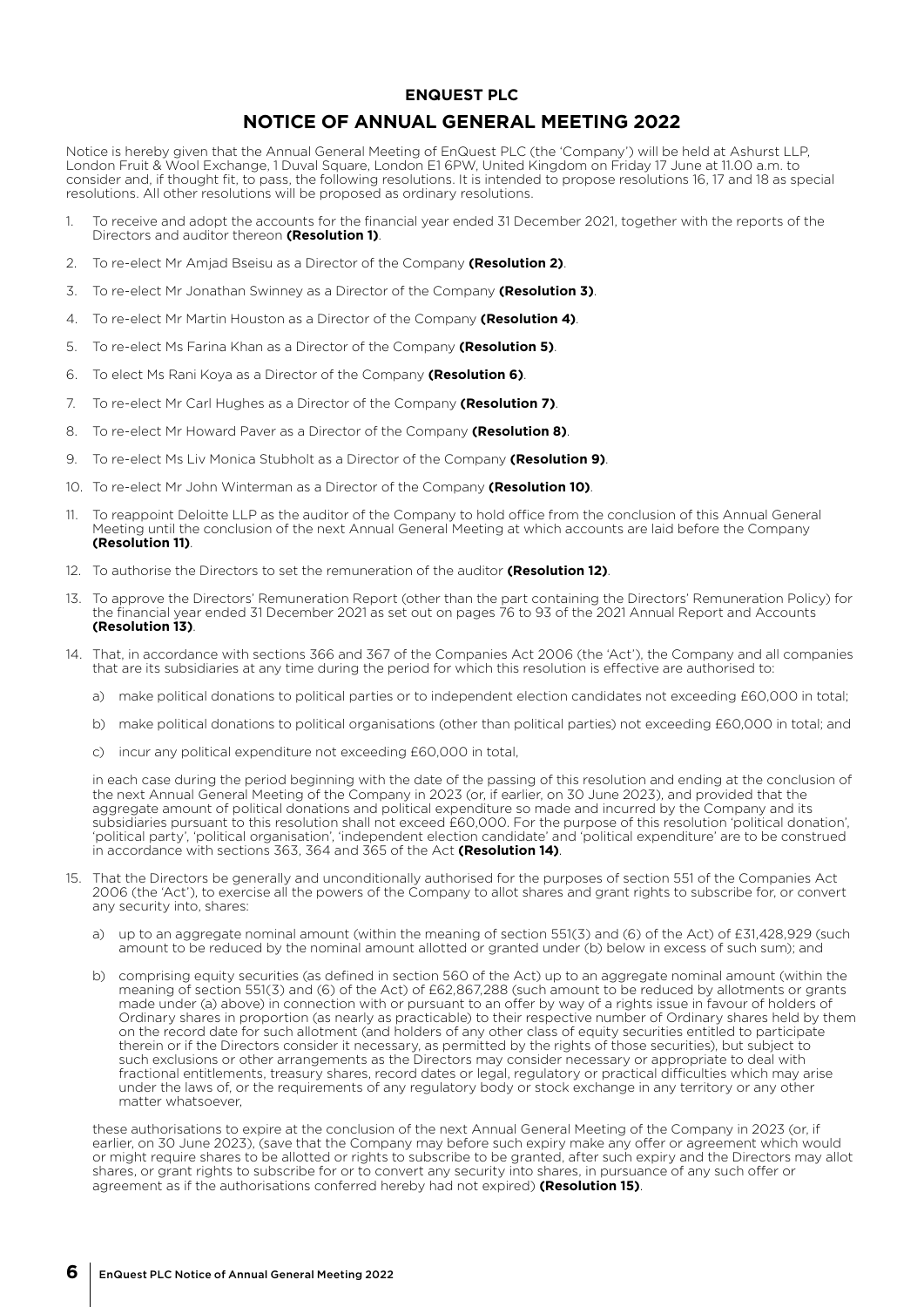# ENQUEST PLC

## NOTICE OF ANNUAL GENERAL MEETING 2022

Notice is hereby given that the Annual General Meeting of EnQuest PLC (the 'Company') will be held at Ashurst LLP, London Fruit & Wool Exchange, 1 Duval Square, London E1 6PW, United Kingdom on Friday 17 June at 11.00 a.m. to consider and, if thought fit, to pass, the following resolutions. It is intended to propose resolutions 16, 17 and 18 as special resolutions. All other resolutions will be proposed as ordinary resolutions.

1. To receive and adopt the accounts for the financial year ended 31 December 2021, together with the reports of the Directors and auditor thereon **(Resolution 1)**.
2. To re-elect Mr Amjad Bseisu as a Director of the Company **(Resolution 2)**.
3. To re-elect Mr Jonathan Swinney as a Director of the Company **(Resolution 3)**.
4. To re-elect Mr Martin Houston as a Director of the Company **(Resolution 4)**.
5. To re-elect Ms Farina Khan as a Director of the Company **(Resolution 5)**.
6. To elect Ms Rani Koya as a Director of the Company **(Resolution 6)**.
7. To re-elect Mr Carl Hughes as a Director of the Company **(Resolution 7)**.
8. To re-elect Mr Howard Paver as a Director of the Company **(Resolution 8)**.
9. To re-elect Ms Liv Monica Stubholt as a Director of the Company **(Resolution 9)**.
10. To re-elect Mr John Winterman as a Director of the Company **(Resolution 10)**.
11. To reappoint Deloitte LLP as the auditor of the Company to hold office from the conclusion of this Annual General Meeting until the conclusion of the next Annual General Meeting at which accounts are laid before the Company **(Resolution 11)**.
12. To authorise the Directors to set the remuneration of the auditor **(Resolution 12)**.
13. To approve the Directors' Remuneration Report (other than the part containing the Directors' Remuneration Policy) for the financial year ended 31 December 2021 as set out on pages 76 to 93 of the 2021 Annual Report and Accounts **(Resolution 13)**.
14. That, in accordance with sections 366 and 367 of the Companies Act 2006 (the 'Act'), the Company and all companies that are its subsidiaries at any time during the period for which this resolution is effective are authorised to:

    a) make political donations to political parties or to independent election candidates not exceeding £60,000 in total;

    b) make political donations to political organisations (other than political parties) not exceeding £60,000 in total; and

    c) incur any political expenditure not exceeding £60,000 in total,

    in each case during the period beginning with the date of the passing of this resolution and ending at the conclusion of the next Annual General Meeting of the Company in 2023 (or, if earlier, on 30 June 2023), and provided that the aggregate amount of political donations and political expenditure so made and incurred by the Company and its subsidiaries pursuant to this resolution shall not exceed £60,000. For the purpose of this resolution 'political donation', 'political party', 'political organisation', 'independent election candidate' and 'political expenditure' are to be construed in accordance with sections 363, 364 and 365 of the Act **(Resolution 14)**.
15. That the Directors be generally and unconditionally authorised for the purposes of section 551 of the Companies Act 2006 (the 'Act'), to exercise all the powers of the Company to allot shares and grant rights to subscribe for, or convert any security into, shares:

    a) up to an aggregate nominal amount (within the meaning of section 551(3) and (6) of the Act) of £31,428,929 (such amount to be reduced by the nominal amount allotted or granted under (b) below in excess of such sum); and

    b) comprising equity securities (as defined in section 560 of the Act) up to an aggregate nominal amount (within the meaning of section 551(3) and (6) of the Act) of £62,867,288 (such amount to be reduced by allotments or grants made under (a) above) in connection with or pursuant to an offer by way of a rights issue in favour of holders of Ordinary shares in proportion (as nearly as practicable) to their respective number of Ordinary shares held by them on the record date for such allotment (and holders of any other class of equity securities entitled to participate therein or if the Directors consider it necessary, as permitted by the rights of those securities), but subject to such exclusions or other arrangements as the Directors may consider necessary or appropriate to deal with fractional entitlements, treasury shares, record dates or legal, regulatory or practical difficulties which may arise under the laws of, or the requirements of any regulatory body or stock exchange in any territory or any other matter whatsoever,

    these authorisations to expire at the conclusion of the next Annual General Meeting of the Company in 2023 (or, if earlier, on 30 June 2023), (save that the Company may before such expiry make any offer or agreement which would or might require shares to be allotted or rights to subscribe to be granted, after such expiry and the Directors may allot shares, or grant rights to subscribe for or to convert any security into shares, in pursuance of any such offer or agreement as if the authorisations conferred hereby had not expired) **(Resolution 15)**.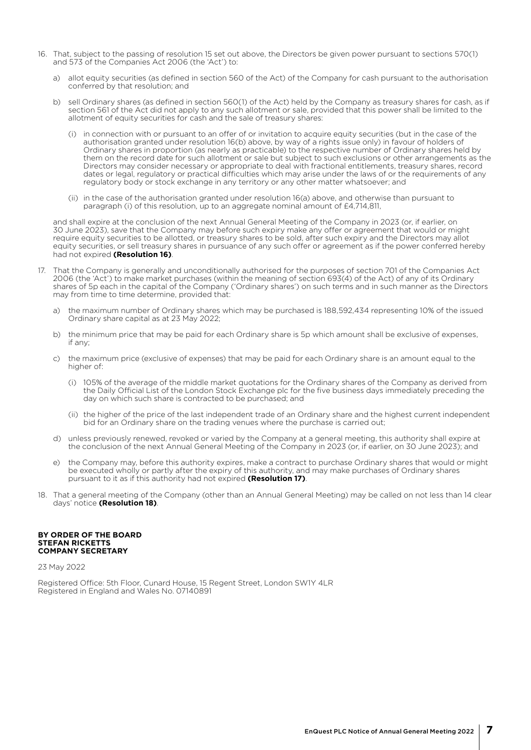16. That, subject to the passing of resolution 15 set out above, the Directors be given power pursuant to sections 570(1) and 573 of the Companies Act 2006 (the 'Act') to:

    a) allot equity securities (as defined in section 560 of the Act) of the Company for cash pursuant to the authorisation conferred by that resolution; and

    b) sell Ordinary shares (as defined in section 560(1) of the Act) held by the Company as treasury shares for cash, as if section 561 of the Act did not apply to any such allotment or sale, provided that this power shall be limited to the allotment of equity securities for cash and the sale of treasury shares:

        (i) in connection with or pursuant to an offer of or invitation to acquire equity securities (but in the case of the authorisation granted under resolution 16(b) above, by way of a rights issue only) in favour of holders of Ordinary shares in proportion (as nearly as practicable) to the respective number of Ordinary shares held by them on the record date for such allotment or sale but subject to such exclusions or other arrangements as the Directors may consider necessary or appropriate to deal with fractional entitlements, treasury shares, record dates or legal, regulatory or practical difficulties which may arise under the laws of or the requirements of any regulatory body or stock exchange in any territory or any other matter whatsoever; and

        (ii) in the case of the authorisation granted under resolution 16(a) above, and otherwise than pursuant to paragraph (i) of this resolution, up to an aggregate nominal amount of £4,714,811,

    and shall expire at the conclusion of the next Annual General Meeting of the Company in 2023 (or, if earlier, on 30 June 2023), save that the Company may before such expiry make any offer or agreement that would or might require equity securities to be allotted, or treasury shares to be sold, after such expiry and the Directors may allot equity securities, or sell treasury shares in pursuance of any such offer or agreement as if the power conferred hereby had not expired **(Resolution 16)**.

17. That the Company is generally and unconditionally authorised for the purposes of section 701 of the Companies Act 2006 (the 'Act') to make market purchases (within the meaning of section 693(4) of the Act) of any of its Ordinary shares of 5p each in the capital of the Company ('Ordinary shares') on such terms and in such manner as the Directors may from time to time determine, provided that:

    a) the maximum number of Ordinary shares which may be purchased is 188,592,434 representing 10% of the issued Ordinary share capital as at 23 May 2022;

    b) the minimum price that may be paid for each Ordinary share is 5p which amount shall be exclusive of expenses, if any;

    c) the maximum price (exclusive of expenses) that may be paid for each Ordinary share is an amount equal to the higher of:

        (i) 105% of the average of the middle market quotations for the Ordinary shares of the Company as derived from the Daily Official List of the London Stock Exchange plc for the five business days immediately preceding the day on which such share is contracted to be purchased; and

        (ii) the higher of the price of the last independent trade of an Ordinary share and the highest current independent bid for an Ordinary share on the trading venues where the purchase is carried out;

    d) unless previously renewed, revoked or varied by the Company at a general meeting, this authority shall expire at the conclusion of the next Annual General Meeting of the Company in 2023 (or, if earlier, on 30 June 2023); and

    e) the Company may, before this authority expires, make a contract to purchase Ordinary shares that would or might be executed wholly or partly after the expiry of this authority, and may make purchases of Ordinary shares pursuant to it as if this authority had not expired **(Resolution 17)**.

18. That a general meeting of the Company (other than an Annual General Meeting) may be called on not less than 14 clear days' notice **(Resolution 18)**.

**BY ORDER OF THE BOARD**
**STEFAN RICKETTS**
**COMPANY SECRETARY**

23 May 2022

Registered Office: 5th Floor, Cunard House, 15 Regent Street, London SW1Y 4LR
Registered in England and Wales No. 07140891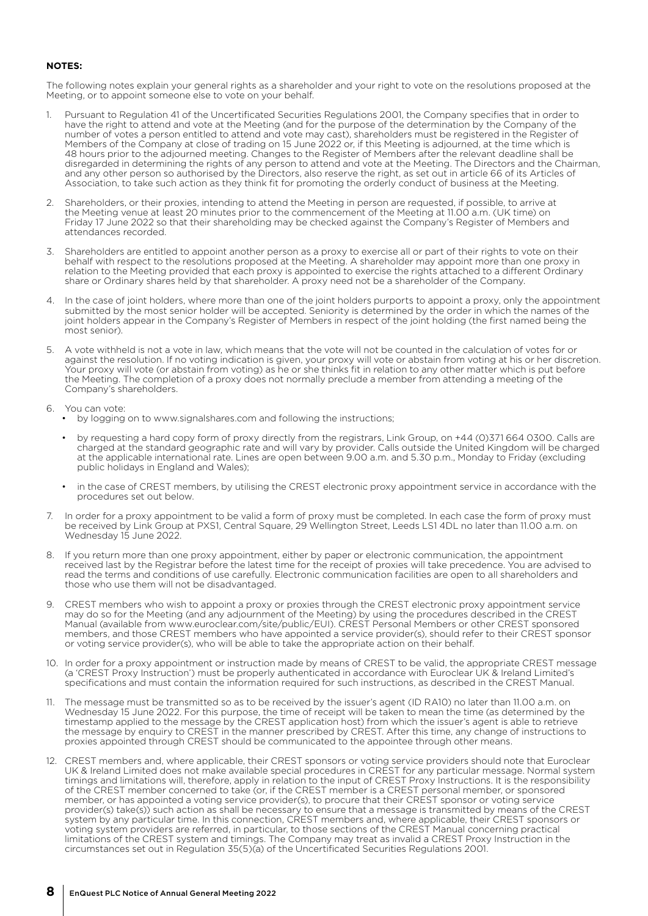**NOTES:**

The following notes explain your general rights as a shareholder and your right to vote on the resolutions proposed at the Meeting, or to appoint someone else to vote on your behalf.

1. Pursuant to Regulation 41 of the Uncertificated Securities Regulations 2001, the Company specifies that in order to have the right to attend and vote at the Meeting (and for the purpose of the determination by the Company of the number of votes a person entitled to attend and vote may cast), shareholders must be registered in the Register of Members of the Company at close of trading on 15 June 2022 or, if this Meeting is adjourned, at the time which is 48 hours prior to the adjourned meeting. Changes to the Register of Members after the relevant deadline shall be disregarded in determining the rights of any person to attend and vote at the Meeting. The Directors and the Chairman, and any other person so authorised by the Directors, also reserve the right, as set out in article 66 of its Articles of Association, to take such action as they think fit for promoting the orderly conduct of business at the Meeting.

2. Shareholders, or their proxies, intending to attend the Meeting in person are requested, if possible, to arrive at the Meeting venue at least 20 minutes prior to the commencement of the Meeting at 11.00 a.m. (UK time) on Friday 17 June 2022 so that their shareholding may be checked against the Company's Register of Members and attendances recorded.

3. Shareholders are entitled to appoint another person as a proxy to exercise all or part of their rights to vote on their behalf with respect to the resolutions proposed at the Meeting. A shareholder may appoint more than one proxy in relation to the Meeting provided that each proxy is appointed to exercise the rights attached to a different Ordinary share or Ordinary shares held by that shareholder. A proxy need not be a shareholder of the Company.

4. In the case of joint holders, where more than one of the joint holders purports to appoint a proxy, only the appointment submitted by the most senior holder will be accepted. Seniority is determined by the order in which the names of the joint holders appear in the Company's Register of Members in respect of the joint holding (the first named being the most senior).

5. A vote withheld is not a vote in law, which means that the vote will not be counted in the calculation of votes for or against the resolution. If no voting indication is given, your proxy will vote or abstain from voting at his or her discretion. Your proxy will vote (or abstain from voting) as he or she thinks fit in relation to any other matter which is put before the Meeting. The completion of a proxy does not normally preclude a member from attending a meeting of the Company's shareholders.

6. You can vote:
   - by logging on to www.signalshares.com and following the instructions;
   - by requesting a hard copy form of proxy directly from the registrars, Link Group, on +44 (0)371 664 0300. Calls are charged at the standard geographic rate and will vary by provider. Calls outside the United Kingdom will be charged at the applicable international rate. Lines are open between 9.00 a.m. and 5.30 p.m., Monday to Friday (excluding public holidays in England and Wales);
   - in the case of CREST members, by utilising the CREST electronic proxy appointment service in accordance with the procedures set out below.

7. In order for a proxy appointment to be valid a form of proxy must be completed. In each case the form of proxy must be received by Link Group at PXS1, Central Square, 29 Wellington Street, Leeds LS1 4DL no later than 11.00 a.m. on Wednesday 15 June 2022.

8. If you return more than one proxy appointment, either by paper or electronic communication, the appointment received last by the Registrar before the latest time for the receipt of proxies will take precedence. You are advised to read the terms and conditions of use carefully. Electronic communication facilities are open to all shareholders and those who use them will not be disadvantaged.

9. CREST members who wish to appoint a proxy or proxies through the CREST electronic proxy appointment service may do so for the Meeting (and any adjournment of the Meeting) by using the procedures described in the CREST Manual (available from www.euroclear.com/site/public/EUI). CREST Personal Members or other CREST sponsored members, and those CREST members who have appointed a service provider(s), should refer to their CREST sponsor or voting service provider(s), who will be able to take the appropriate action on their behalf.

10. In order for a proxy appointment or instruction made by means of CREST to be valid, the appropriate CREST message (a 'CREST Proxy Instruction') must be properly authenticated in accordance with Euroclear UK & Ireland Limited's specifications and must contain the information required for such instructions, as described in the CREST Manual.

11. The message must be transmitted so as to be received by the issuer's agent (ID RA10) no later than 11.00 a.m. on Wednesday 15 June 2022. For this purpose, the time of receipt will be taken to mean the time (as determined by the timestamp applied to the message by the CREST application host) from which the issuer's agent is able to retrieve the message by enquiry to CREST in the manner prescribed by CREST. After this time, any change of instructions to proxies appointed through CREST should be communicated to the appointee through other means.

12. CREST members and, where applicable, their CREST sponsors or voting service providers should note that Euroclear UK & Ireland Limited does not make available special procedures in CREST for any particular message. Normal system timings and limitations will, therefore, apply in relation to the input of CREST Proxy Instructions. It is the responsibility of the CREST member concerned to take (or, if the CREST member is a CREST personal member, or sponsored member, or has appointed a voting service provider(s), to procure that their CREST sponsor or voting service provider(s) take(s)) such action as shall be necessary to ensure that a message is transmitted by means of the CREST system by any particular time. In this connection, CREST members and, where applicable, their CREST sponsors or voting system providers are referred, in particular, to those sections of the CREST Manual concerning practical limitations of the CREST system and timings. The Company may treat as invalid a CREST Proxy Instruction in the circumstances set out in Regulation 35(5)(a) of the Uncertificated Securities Regulations 2001.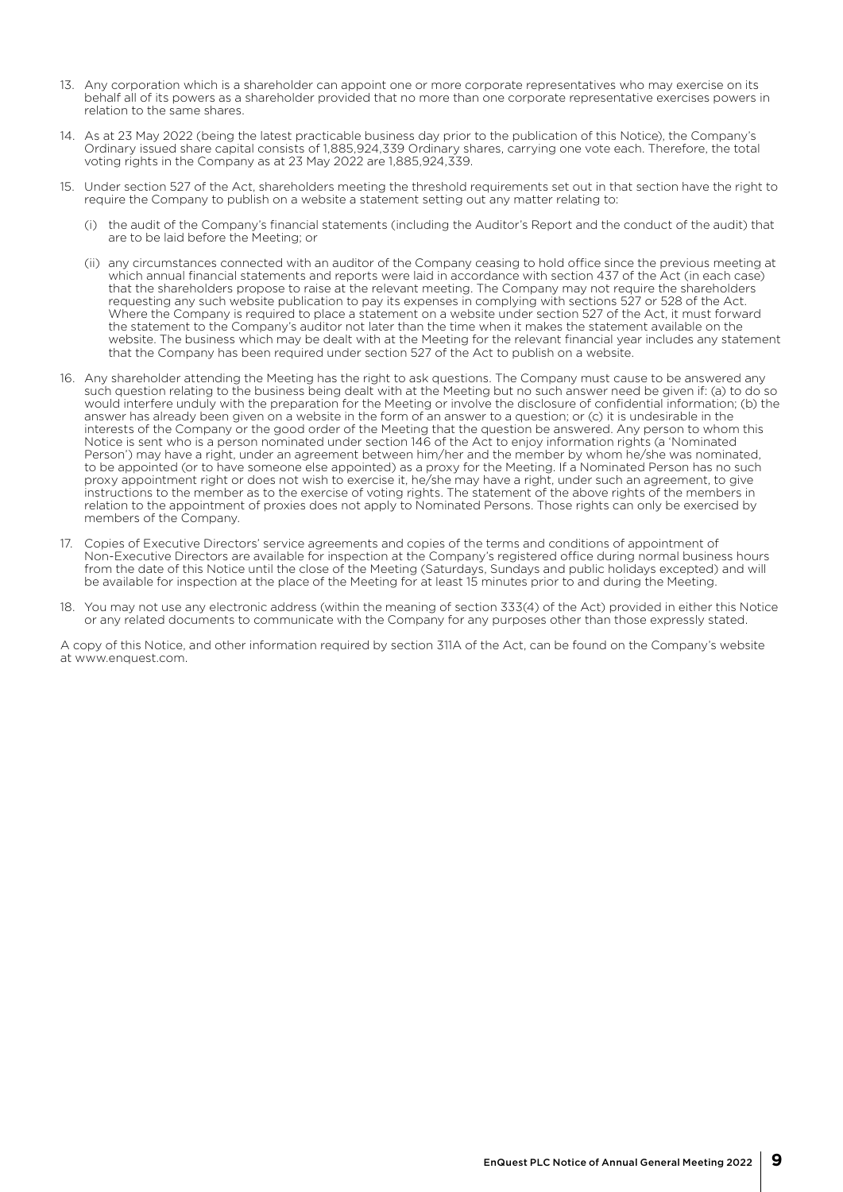13. Any corporation which is a shareholder can appoint one or more corporate representatives who may exercise on its behalf all of its powers as a shareholder provided that no more than one corporate representative exercises powers in relation to the same shares.

14. As at 23 May 2022 (being the latest practicable business day prior to the publication of this Notice), the Company's Ordinary issued share capital consists of 1,885,924,339 Ordinary shares, carrying one vote each. Therefore, the total voting rights in the Company as at 23 May 2022 are 1,885,924,339.

15. Under section 527 of the Act, shareholders meeting the threshold requirements set out in that section have the right to require the Company to publish on a website a statement setting out any matter relating to:

    (i) the audit of the Company's financial statements (including the Auditor's Report and the conduct of the audit) that are to be laid before the Meeting; or

    (ii) any circumstances connected with an auditor of the Company ceasing to hold office since the previous meeting at which annual financial statements and reports were laid in accordance with section 437 of the Act (in each case) that the shareholders propose to raise at the relevant meeting. The Company may not require the shareholders requesting any such website publication to pay its expenses in complying with sections 527 or 528 of the Act. Where the Company is required to place a statement on a website under section 527 of the Act, it must forward the statement to the Company's auditor not later than the time when it makes the statement available on the website. The business which may be dealt with at the Meeting for the relevant financial year includes any statement that the Company has been required under section 527 of the Act to publish on a website.

16. Any shareholder attending the Meeting has the right to ask questions. The Company must cause to be answered any such question relating to the business being dealt with at the Meeting but no such answer need be given if: (a) to do so would interfere unduly with the preparation for the Meeting or involve the disclosure of confidential information; (b) the answer has already been given on a website in the form of an answer to a question; or (c) it is undesirable in the interests of the Company or the good order of the Meeting that the question be answered. Any person to whom this Notice is sent who is a person nominated under section 146 of the Act to enjoy information rights (a 'Nominated Person') may have a right, under an agreement between him/her and the member by whom he/she was nominated, to be appointed (or to have someone else appointed) as a proxy for the Meeting. If a Nominated Person has no such proxy appointment right or does not wish to exercise it, he/she may have a right, under such an agreement, to give instructions to the member as to the exercise of voting rights. The statement of the above rights of the members in relation to the appointment of proxies does not apply to Nominated Persons. Those rights can only be exercised by members of the Company.

17. Copies of Executive Directors' service agreements and copies of the terms and conditions of appointment of Non-Executive Directors are available for inspection at the Company's registered office during normal business hours from the date of this Notice until the close of the Meeting (Saturdays, Sundays and public holidays excepted) and will be available for inspection at the place of the Meeting for at least 15 minutes prior to and during the Meeting.

18. You may not use any electronic address (within the meaning of section 333(4) of the Act) provided in either this Notice or any related documents to communicate with the Company for any purposes other than those expressly stated.

A copy of this Notice, and other information required by section 311A of the Act, can be found on the Company's website at www.enquest.com.